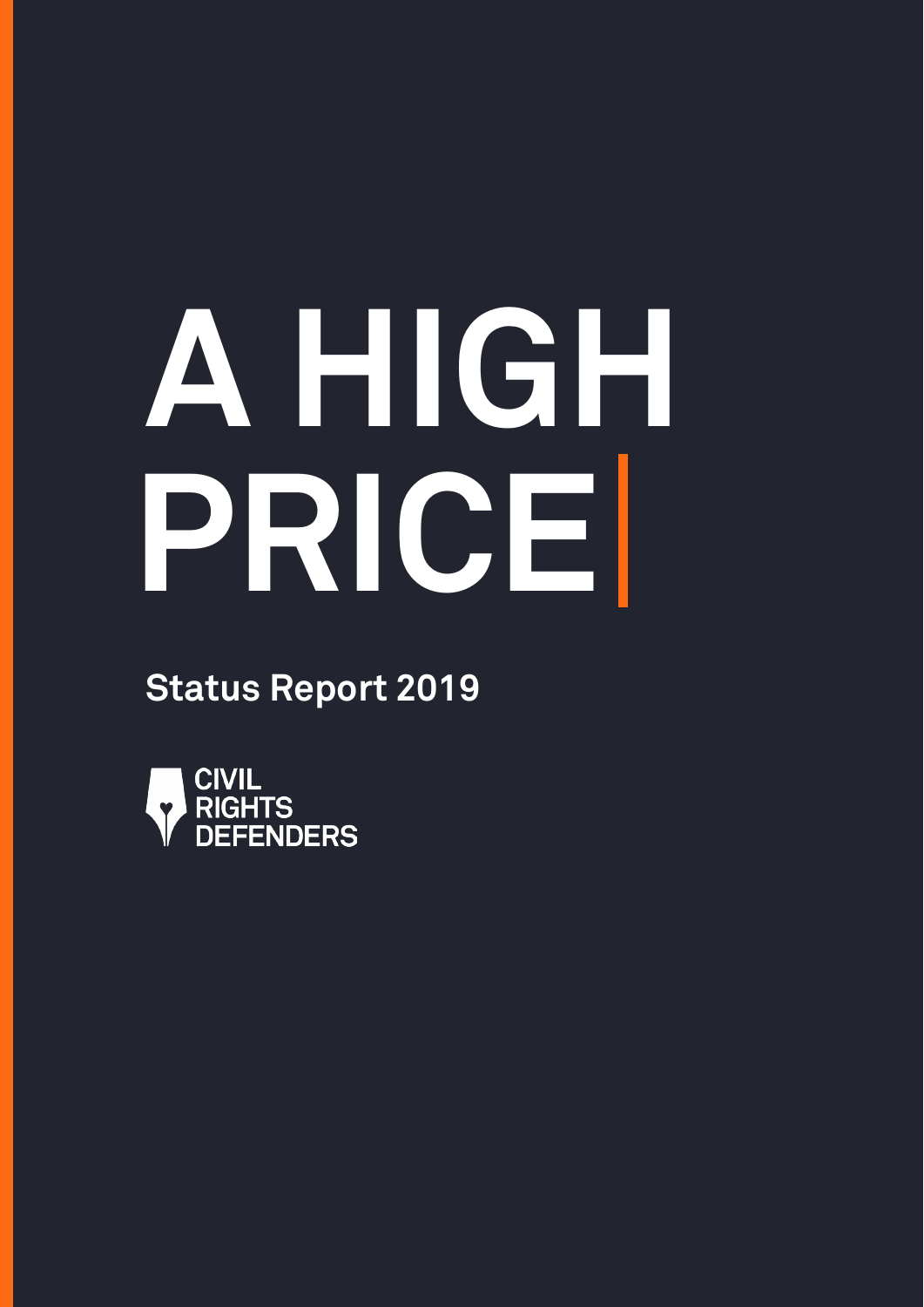# A HIGH PRICE

**Status Report 2019**

CIVIL RIGHTS DEFENDERS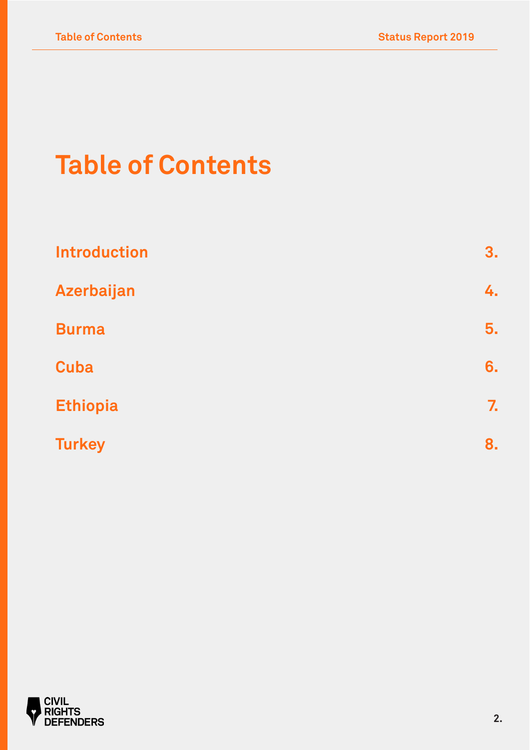# Table of Contents

| | |
|---|---|
| Introduction | 3. |
| Azerbaijan | 4. |
| Burma | 5. |
| Cuba | 6. |
| Ethiopia | 7. |
| Turkey | 8. |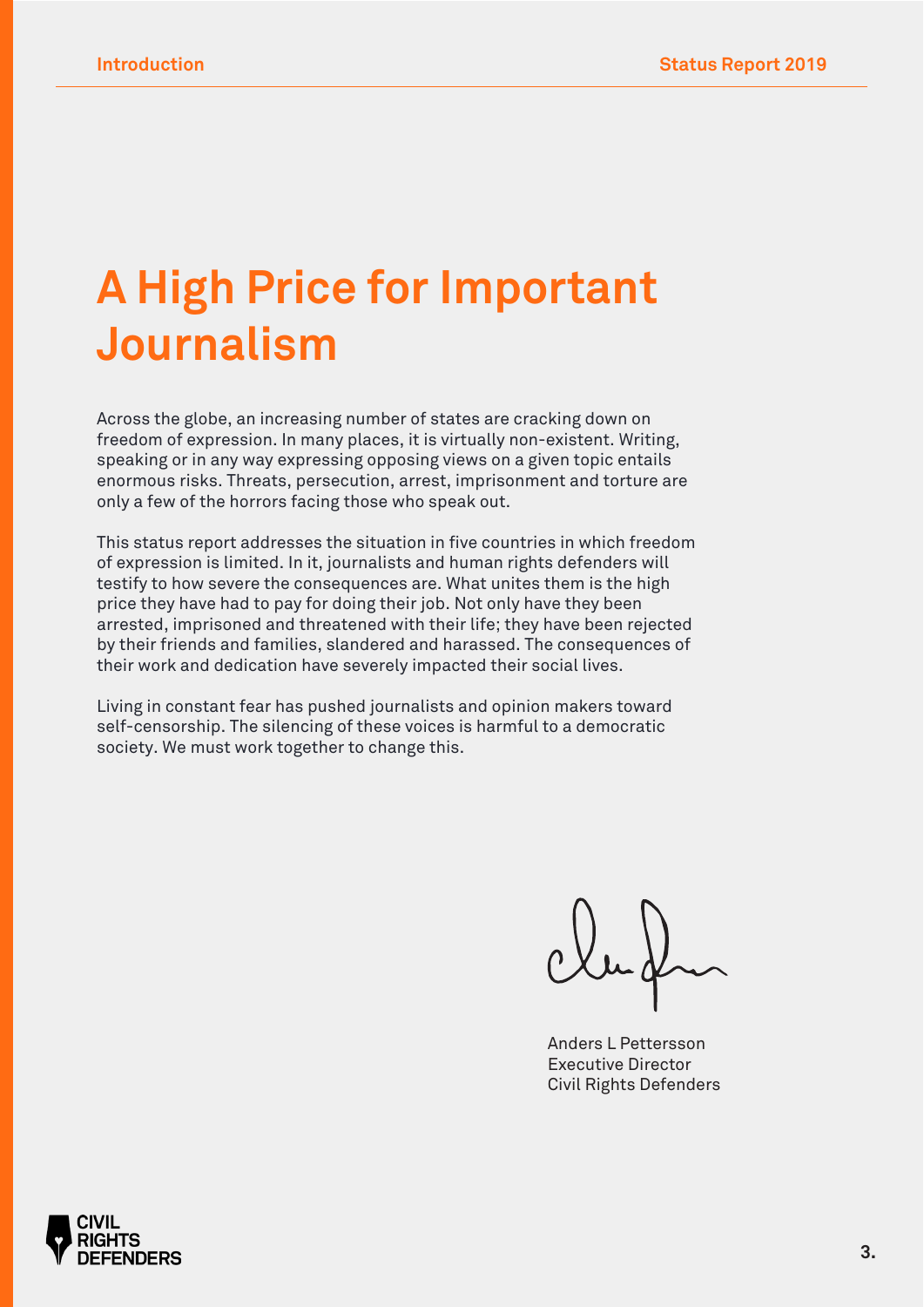# A High Price for Important Journalism

Across the globe, an increasing number of states are cracking down on freedom of expression. In many places, it is virtually non-existent. Writing, speaking or in any way expressing opposing views on a given topic entails enormous risks. Threats, persecution, arrest, imprisonment and torture are only a few of the horrors facing those who speak out.

This status report addresses the situation in five countries in which freedom of expression is limited. In it, journalists and human rights defenders will testify to how severe the consequences are. What unites them is the high price they have had to pay for doing their job. Not only have they been arrested, imprisoned and threatened with their life; they have been rejected by their friends and families, slandered and harassed. The consequences of their work and dedication have severely impacted their social lives.

Living in constant fear has pushed journalists and opinion makers toward self-censorship. The silencing of these voices is harmful to a democratic society. We must work together to change this.

Anders L Pettersson
Executive Director
Civil Rights Defenders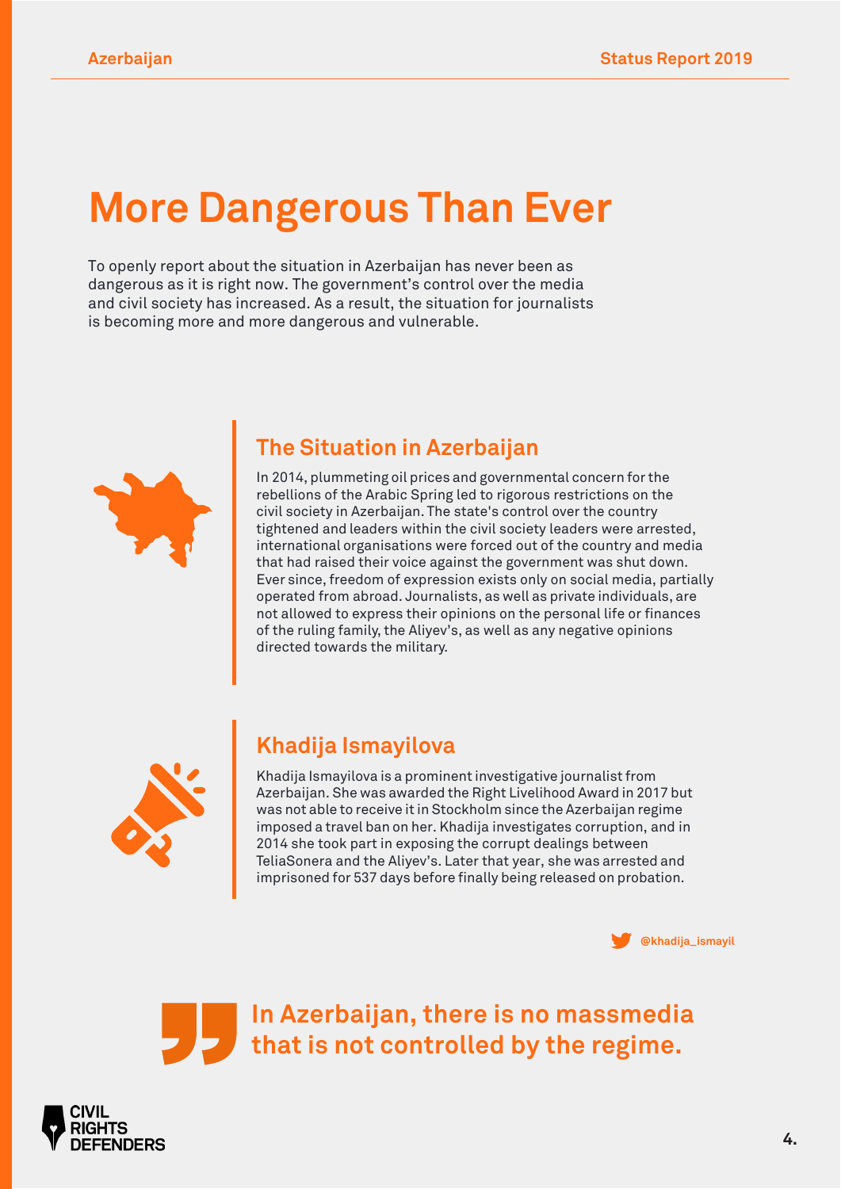# More Dangerous Than Ever

To openly report about the situation in Azerbaijan has never been as dangerous as it is right now. The government's control over the media and civil society has increased. As a result, the situation for journalists is becoming more and more dangerous and vulnerable.

## The Situation in Azerbaijan

In 2014, plummeting oil prices and governmental concern for the rebellions of the Arabic Spring led to rigorous restrictions on the civil society in Azerbaijan. The state's control over the country tightened and leaders within the civil society leaders were arrested, international organisations were forced out of the country and media that had raised their voice against the government was shut down. Ever since, freedom of expression exists only on social media, partially operated from abroad. Journalists, as well as private individuals, are not allowed to express their opinions on the personal life or finances of the ruling family, the Aliyev's, as well as any negative opinions directed towards the military.

## Khadija Ismayilova

Khadija Ismayilova is a prominent investigative journalist from Azerbaijan. She was awarded the Right Livelihood Award in 2017 but was not able to receive it in Stockholm since the Azerbaijan regime imposed a travel ban on her. Khadija investigates corruption, and in 2014 she took part in exposing the corrupt dealings between TeliaSonera and the Aliyev's. Later that year, she was arrested and imprisoned for 537 days before finally being released on probation.

@khadija_ismayil

> **In Azerbaijan, there is no massmedia that is not controlled by the regime.**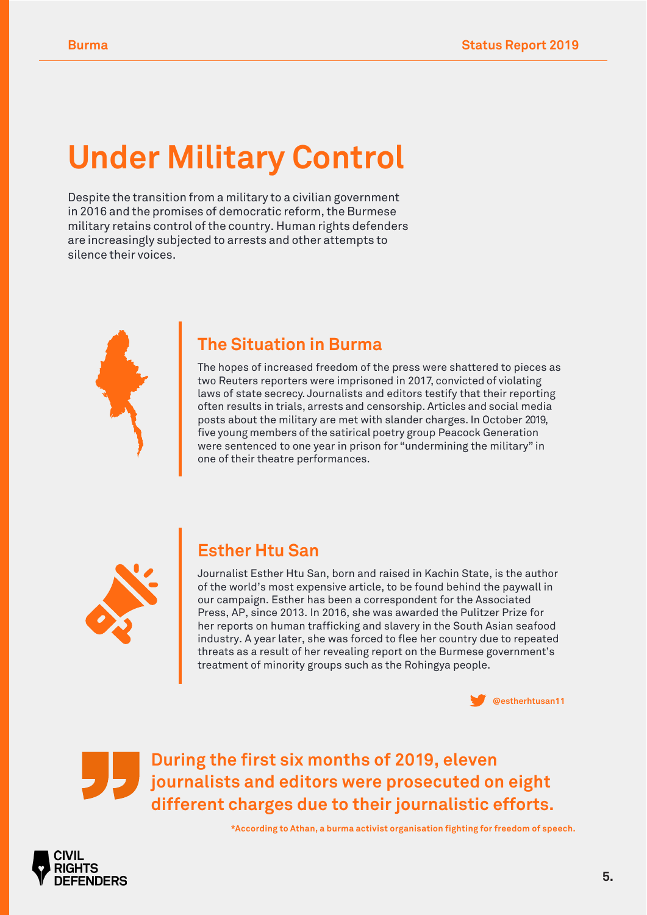# Under Military Control

Despite the transition from a military to a civilian government in 2016 and the promises of democratic reform, the Burmese military retains control of the country. Human rights defenders are increasingly subjected to arrests and other attempts to silence their voices.

## The Situation in Burma

The hopes of increased freedom of the press were shattered to pieces as two Reuters reporters were imprisoned in 2017, convicted of violating laws of state secrecy. Journalists and editors testify that their reporting often results in trials, arrests and censorship. Articles and social media posts about the military are met with slander charges. In October 2019, five young members of the satirical poetry group Peacock Generation were sentenced to one year in prison for "undermining the military" in one of their theatre performances.

## Esther Htu San

Journalist Esther Htu San, born and raised in Kachin State, is the author of the world's most expensive article, to be found behind the paywall in our campaign. Esther has been a correspondent for the Associated Press, AP, since 2013. In 2016, she was awarded the Pulitzer Prize for her reports on human trafficking and slavery in the South Asian seafood industry. A year later, she was forced to flee her country due to repeated threats as a result of her revealing report on the Burmese government's treatment of minority groups such as the Rohingya people.

@estherhtusan11

> **During the first six months of 2019, eleven journalists and editors were prosecuted on eight different charges due to their journalistic efforts.**

*According to Athan, a burma activist organisation fighting for freedom of speech.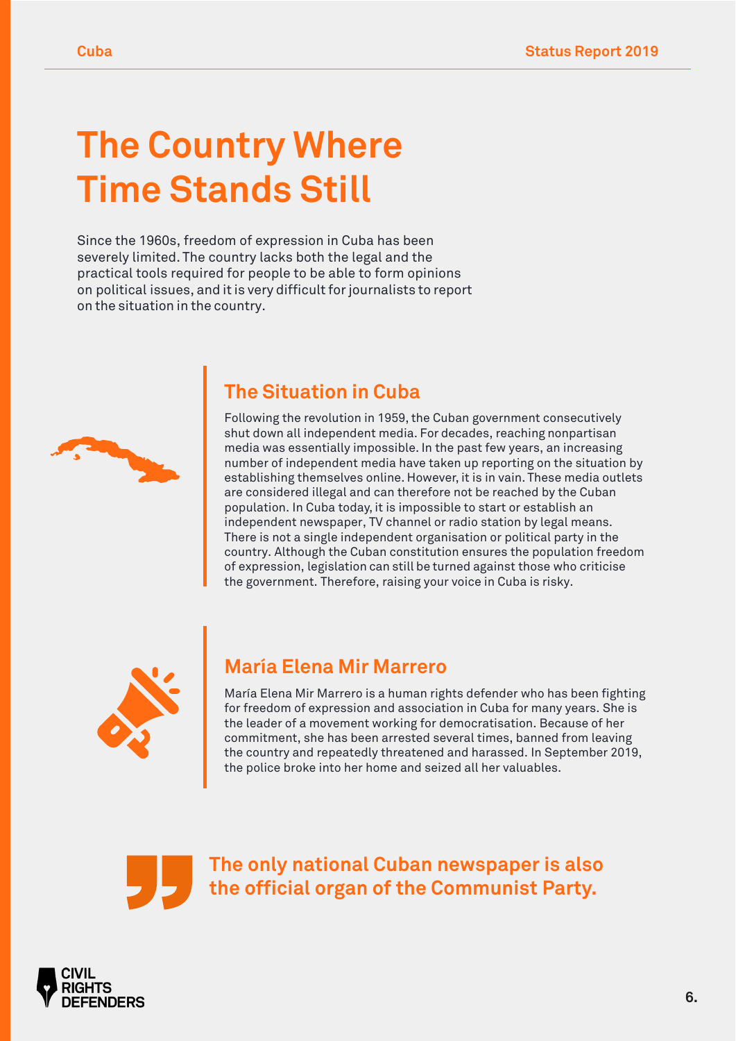# The Country Where Time Stands Still

Since the 1960s, freedom of expression in Cuba has been severely limited. The country lacks both the legal and the practical tools required for people to be able to form opinions on political issues, and it is very difficult for journalists to report on the situation in the country.

## The Situation in Cuba

Following the revolution in 1959, the Cuban government consecutively shut down all independent media. For decades, reaching nonpartisan media was essentially impossible. In the past few years, an increasing number of independent media have taken up reporting on the situation by establishing themselves online. However, it is in vain. These media outlets are considered illegal and can therefore not be reached by the Cuban population. In Cuba today, it is impossible to start or establish an independent newspaper, TV channel or radio station by legal means. There is not a single independent organisation or political party in the country. Although the Cuban constitution ensures the population freedom of expression, legislation can still be turned against those who criticise the government. Therefore, raising your voice in Cuba is risky.

## María Elena Mir Marrero

María Elena Mir Marrero is a human rights defender who has been fighting for freedom of expression and association in Cuba for many years. She is the leader of a movement working for democratisation. Because of her commitment, she has been arrested several times, banned from leaving the country and repeatedly threatened and harassed. In September 2019, the police broke into her home and seized all her valuables.

> **The only national Cuban newspaper is also the official organ of the Communist Party.**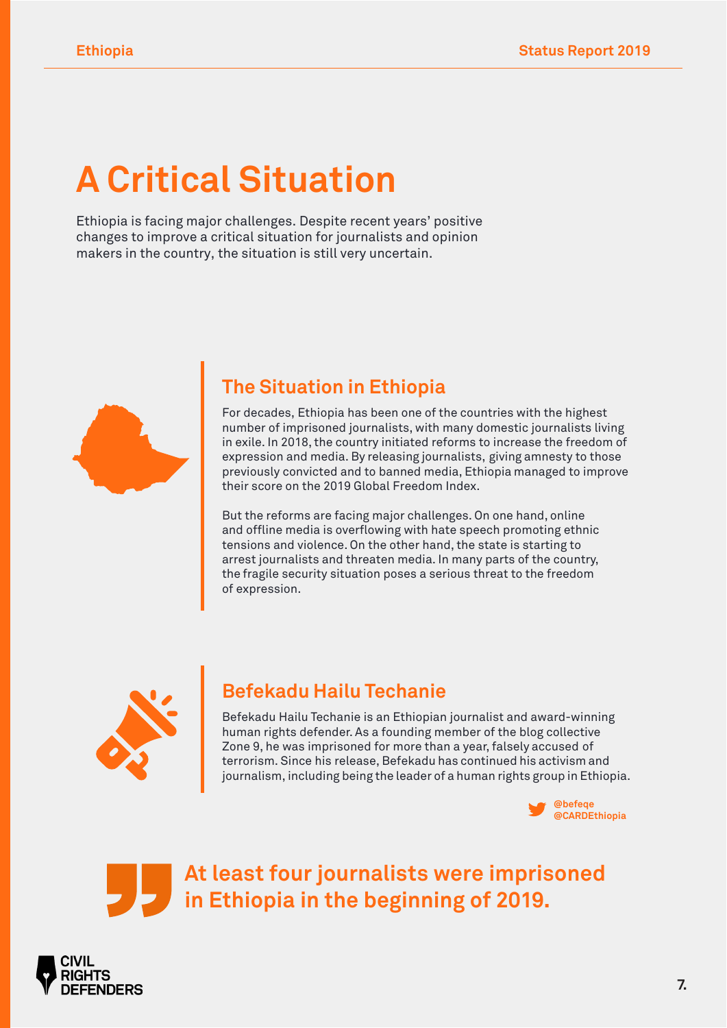# A Critical Situation

Ethiopia is facing major challenges. Despite recent years' positive changes to improve a critical situation for journalists and opinion makers in the country, the situation is still very uncertain.

## The Situation in Ethiopia

For decades, Ethiopia has been one of the countries with the highest number of imprisoned journalists, with many domestic journalists living in exile. In 2018, the country initiated reforms to increase the freedom of expression and media. By releasing journalists, giving amnesty to those previously convicted and to banned media, Ethiopia managed to improve their score on the 2019 Global Freedom Index.

But the reforms are facing major challenges. On one hand, online and offline media is overflowing with hate speech promoting ethnic tensions and violence. On the other hand, the state is starting to arrest journalists and threaten media. In many parts of the country, the fragile security situation poses a serious threat to the freedom of expression.

## Befekadu Hailu Techanie

Befekadu Hailu Techanie is an Ethiopian journalist and award-winning human rights defender. As a founding member of the blog collective Zone 9, he was imprisoned for more than a year, falsely accused of terrorism. Since his release, Befekadu has continued his activism and journalism, including being the leader of a human rights group in Ethiopia.

@befeqe
@CARDEthiopia

> **At least four journalists were imprisoned in Ethiopia in the beginning of 2019.**

CIVIL RIGHTS DEFENDERS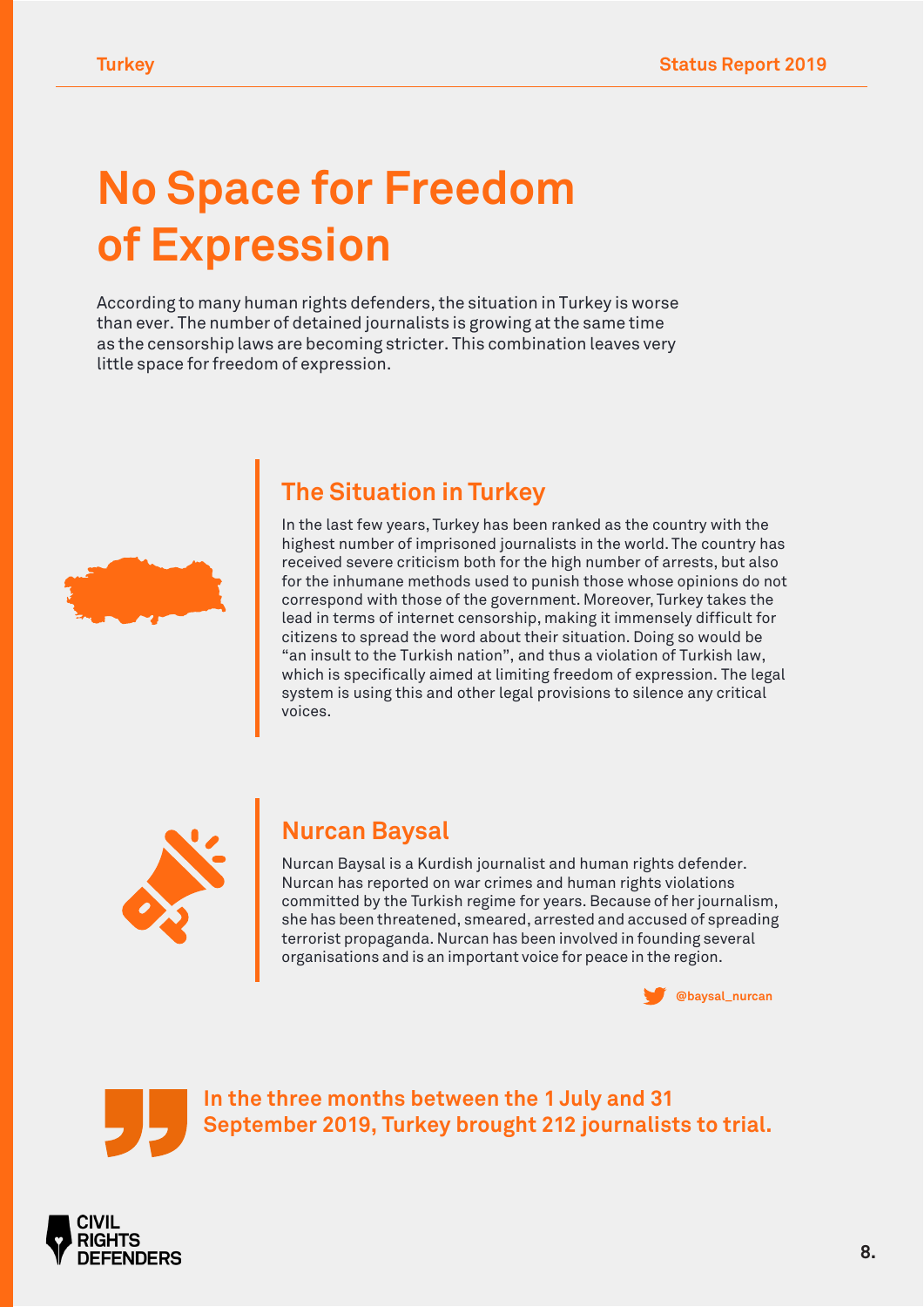# No Space for Freedom of Expression

According to many human rights defenders, the situation in Turkey is worse than ever. The number of detained journalists is growing at the same time as the censorship laws are becoming stricter. This combination leaves very little space for freedom of expression.

## The Situation in Turkey

In the last few years, Turkey has been ranked as the country with the highest number of imprisoned journalists in the world. The country has received severe criticism both for the high number of arrests, but also for the inhumane methods used to punish those whose opinions do not correspond with those of the government. Moreover, Turkey takes the lead in terms of internet censorship, making it immensely difficult for citizens to spread the word about their situation. Doing so would be "an insult to the Turkish nation", and thus a violation of Turkish law, which is specifically aimed at limiting freedom of expression. The legal system is using this and other legal provisions to silence any critical voices.

## Nurcan Baysal

Nurcan Baysal is a Kurdish journalist and human rights defender. Nurcan has reported on war crimes and human rights violations committed by the Turkish regime for years. Because of her journalism, she has been threatened, smeared, arrested and accused of spreading terrorist propaganda. Nurcan has been involved in founding several organisations and is an important voice for peace in the region.

@baysal_nurcan

**In the three months between the 1 July and 31 September 2019, Turkey brought 212 journalists to trial.**

CIVIL RIGHTS DEFENDERS